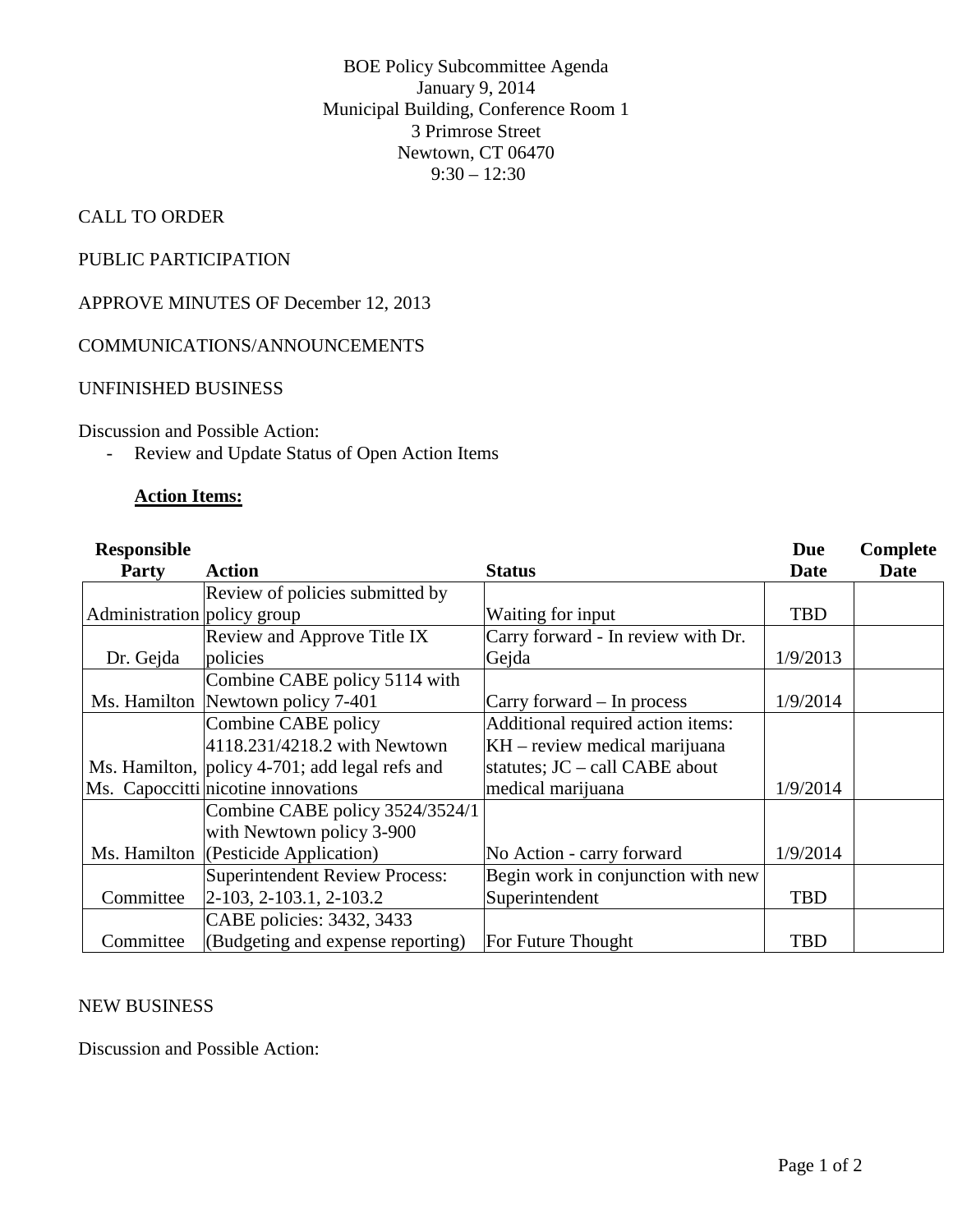BOE Policy Subcommittee Agenda
January 9, 2014
Municipal Building, Conference Room 1
3 Primrose Street
Newtown, CT 06470
9:30 – 12:30

CALL TO ORDER

PUBLIC PARTICIPATION

APPROVE MINUTES OF December 12, 2013

COMMUNICATIONS/ANNOUNCEMENTS

UNFINISHED BUSINESS

Discussion and Possible Action:

- Review and Update Status of Open Action Items

**Action Items:**

| Responsible Party | Action | Status | Due Date | Complete Date |
|---|---|---|---|---|
| Administration | Review of policies submitted by policy group | Waiting for input | TBD | |
| Dr. Gejda | Review and Approve Title IX policies | Carry forward - In review with Dr. Gejda | 1/9/2013 | |
| Ms. Hamilton | Combine CABE policy 5114 with Newtown policy 7-401 | Carry forward – In process | 1/9/2014 | |
| Ms. Hamilton, Ms. Capoccitti | Combine CABE policy 4118.231/4218.2 with Newtown policy 4-701; add legal refs and nicotine innovations | Additional required action items: KH – review medical marijuana statutes; JC – call CABE about medical marijuana | 1/9/2014 | |
| Ms. Hamilton | Combine CABE policy 3524/3524/1 with Newtown policy 3-900 (Pesticide Application) | No Action - carry forward | 1/9/2014 | |
| Committee | Superintendent Review Process: 2-103, 2-103.1, 2-103.2 | Begin work in conjunction with new Superintendent | TBD | |
| Committee | CABE policies: 3432, 3433 (Budgeting and expense reporting) | For Future Thought | TBD | |

NEW BUSINESS

Discussion and Possible Action: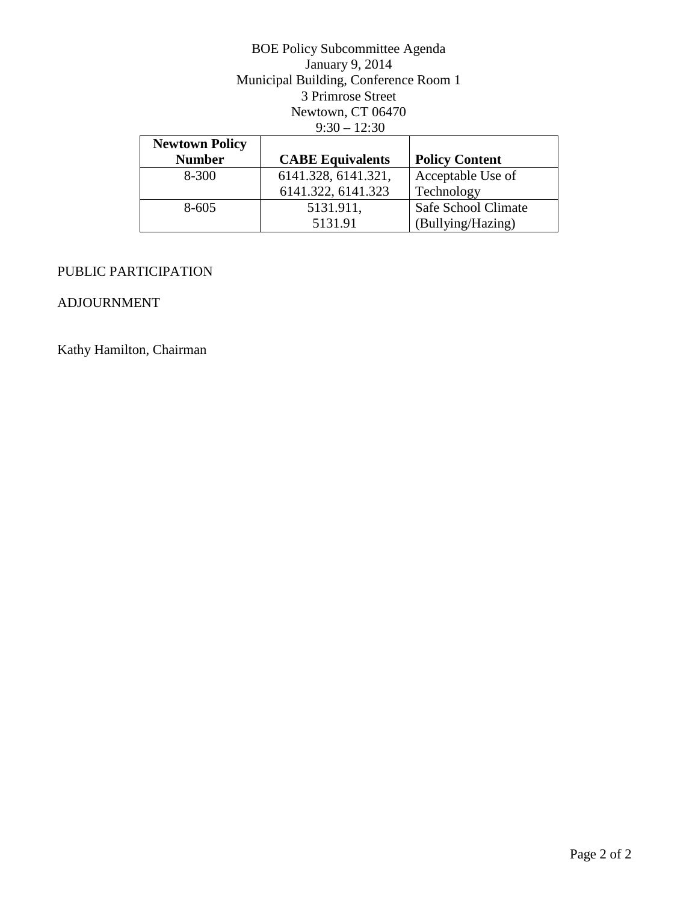BOE Policy Subcommittee Agenda
January 9, 2014
Municipal Building, Conference Room 1
3 Primrose Street
Newtown, CT 06470
9:30 – 12:30

| Newtown Policy Number | CABE Equivalents | Policy Content |
|---|---|---|
| 8-300 | 6141.328, 6141.321, 6141.322, 6141.323 | Acceptable Use of Technology |
| 8-605 | 5131.911, 5131.91 | Safe School Climate (Bullying/Hazing) |

PUBLIC PARTICIPATION

ADJOURNMENT

Kathy Hamilton, Chairman